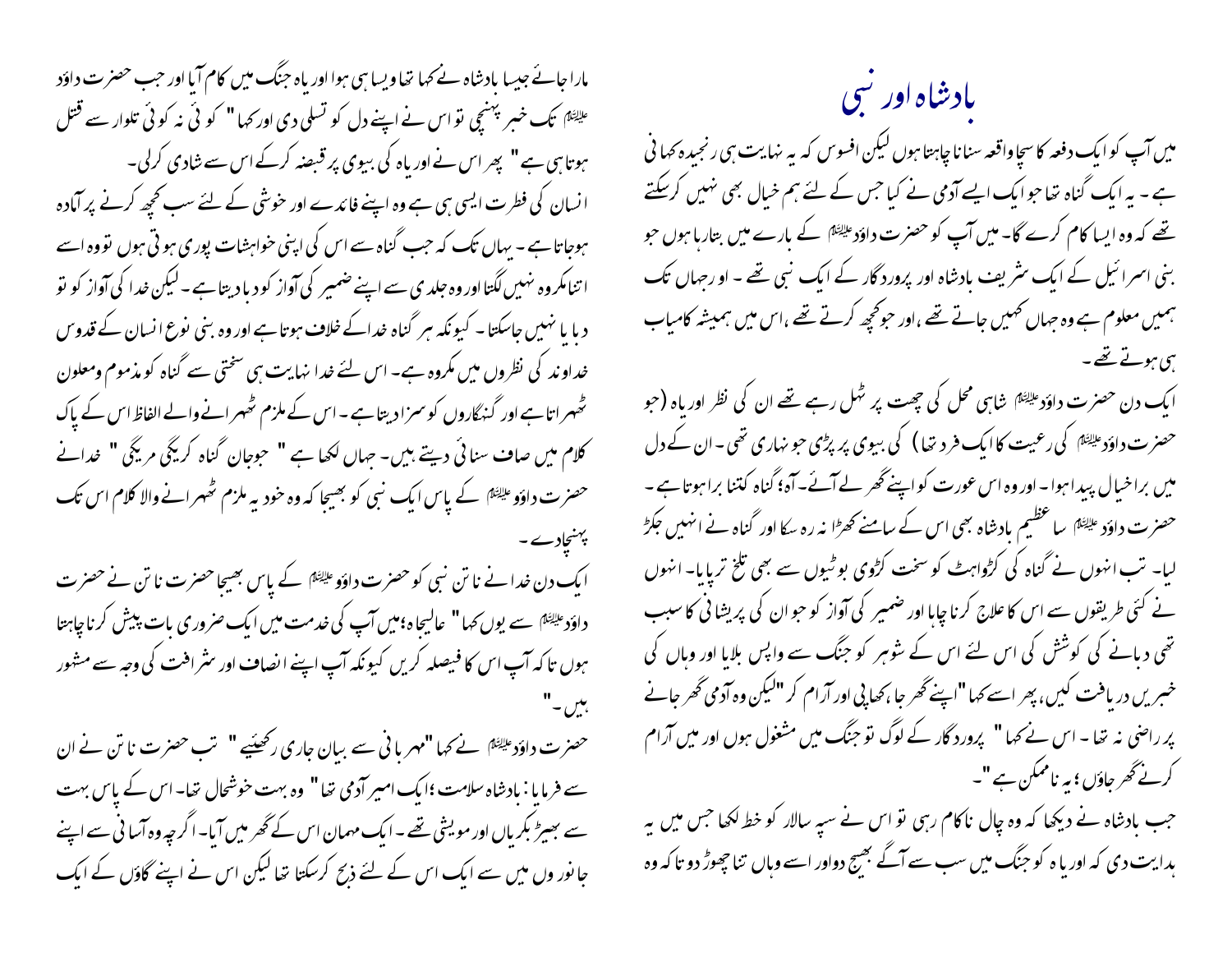# بادشاہ اور نبی

میں آپ کو ایک دفعہ کا سچا واقعہ سنانا چاہتا ہوں لیکن افسوس کہ یہ نہایت ہی رنجیدہ کہانی ہے ۔ یہ ایک گناہ تھا جو ایک ایسے آدمی نے کیا جس کے لئے ہم خیال بھی نہیں کرسکتے تھے کہ وہ ایسا کام کرے گا۔ میں آپ کو حضرت داؤدعلیہ السلام کے بارے میں بتارہا ہوں جو بنی اسرائیل کے ایک شریف بادشاہ اور پروردگار کے ایک نبی تھے ۔ او رجہاں تک ہمیں معلوم ہے وہ جہاں کہیں جاتے تھے ،اور جو کچھ کرتے تھے ،اس میں ہمیشہ کامیاب ہی ہوتے تھے ۔

ایک دن حضرت داؤدعلیہ السلام شاہی محل کی چھت پر ٹہل رہے تھے ان کی نظر اوریاہ (جو حضرت داؤد علیہ السلام کی رعیت کا ایک فرد تھا) کی بیوی پر پڑی جو نہاری تھی ۔ان کے دل میں برا خیال پیدا ہوا ۔ اور وہ اس عورت کو اپنے گھر لے آئے۔ آہ؛ گناہ کتنا برا ہوتا ہے ۔ حضرت داؤد علیہ السلام سا عظیم بادشاہ بھی اس کے سامنے کھڑا نہ رہ سکا اور گناہ نے انہیں جکڑ لیا۔ تب انہوں نے گناہ کی کڑواہٹ کو سخت کڑوی بوٹیوں سے بھی تلخ تر پایا۔ انہوں نے کئی طریقوں سے اس کا علاج کرنا چاہا اور ضمیر کی آواز کو جو ان کی پریشانی کا سبب تھی دبانے کی کوشش کی اس لئے اس کے شوہر کو جنگ سے واپس بلایا اور وہاں کی خبریں دریافت کیں ،پھر اسے کہا "اپنے گھر جا ،کھاپی اور آرام کر"لیکن وہ آدمی گھر جانے پر راضی نہ تھا ۔ اس نے کہا " پروردگار کے لوگ تو جنگ میں مشغول ہوں اور میں آرام کرنے گھر جاؤں ؛ یہ ناممکن ہے "۔

جب بادشاہ نے دیکھا کہ وہ چال ناکام رہی تو اس نے سپہ سالار کو خط لکھا جس میں یہ ہدایت دی کہ اوریاہ کو جنگ میں سب سے آگے بھیج دواور اسے وہاں تنا چھوڑ دو تا کہ وہ مارا جائے جیسا بادشاہ نے کہا تھا ویسا ہی ہوا اور یاہ جنگ میں کام آیا اور جب حضرت داؤد علیہ السلام تک خبر پہنچی تو اس نے اپنے دل کو تسلی دی اور کہا " کوئی نہ کوئی تلوار سے قتل ہوتا ہی ہے " پھر اس نے اوریاہ کی بیوی پر قبضہ کرکے اس سے شادی کرلی۔

انسان کی فطرت ایسی ہی ہے وہ اپنے فائدے اور خوشی کے لئے سب کچھ کرنے پر آمادہ ہوجاتا ہے ۔ یہاں تک کہ جب گناہ سے اس کی اپنی خواہشات پوری ہوتی ہوں تو وہ اسے اتنا مکروہ نہیں لگتا اور وہ جلدی سے اپنے ضمیر کی آواز کو دبا دیتا ہے ۔ لیکن خدا کی آواز کو تو دبا یا نہیں جاسکتا۔ کیونکہ ہر گناہ خدا کے خلاف ہوتا ہے اور وہ بنی نوع انسان کے قدوس خداوند کی نظروں میں مکروہ ہے۔ اس لئے خدا نہایت ہی سختی سے گناہ کو مذموم ومعلون ٹھہراتا ہے اور گنہگاروں کو سزا دیتا ہے ۔ اس کے ملزم ٹھہرانے والے الفاظ اس کے پاک کلام میں صاف سنائی دیتے ہیں۔ جہاں لکھا ہے " جوجان گناہ کریگی مریگی " خدا نے حضرت داؤد علیہ السلام کے پاس ایک نبی کو بھیجا کہ وہ خود یہ ملزم ٹھہرانے والا کلام اس تک پہنچادے ۔

ایک دن خدا نے ناتن نبی کو حضرت داؤد علیہ السلام کے پاس بھیجا حضرت ناتن نے حضرت داؤدعلیہ السلام سے یوں کہا " عالیجاہ؛میں آپ کی خدمت میں ایک ضروری بات پیش کرنا چاہتا ہوں تا کہ آپ اس کا فیصلہ کریں کیونکہ آپ اپنے انصاف اور شرافت کی وجہ سے مشہور ہیں ۔"

حضرت داؤدعلیہ السلام نے کہا "مہربانی سے بیان جاری رکھئیے " تب حضرت ناتن نے ان سے فرمایا : بادشاہ سلامت ؛ایک امیر آدمی تھا " وہ بہت خوشحال تھا۔ اس کے پاس بہت سے بھیڑ بکریاں اور مویشی تھے ۔ ایک مہمان اس کے گھر میں آیا۔ اگرچہ وہ آسانی سے اپنے جانوروں میں سے ایک اس کے لئے ذبح کرسکتا تھا لیکن اس نے اپنے گاؤں کے ایک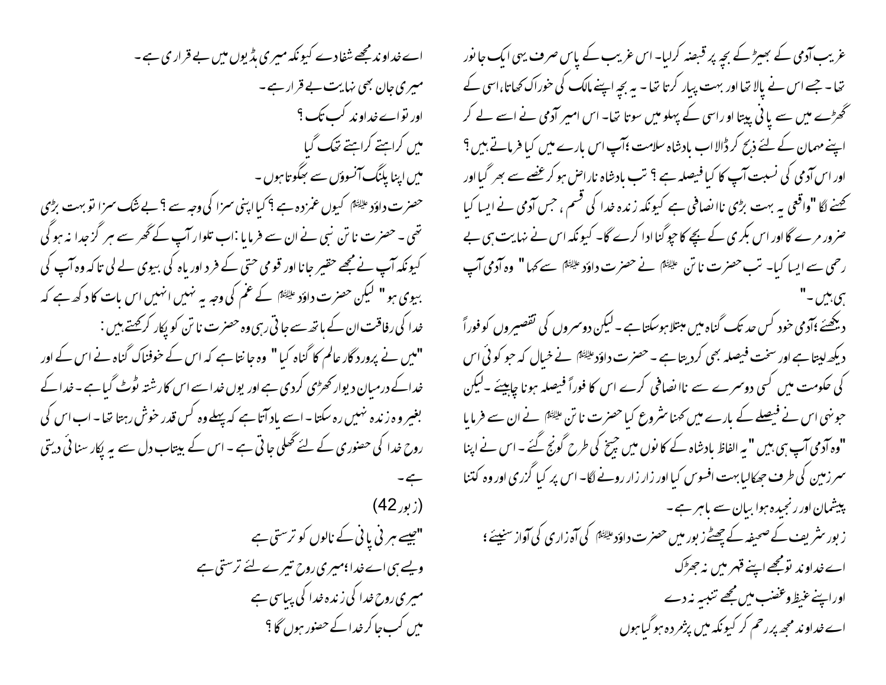غریب آدمی کے بھیڑ کے بچہ پر قبضہ کرلیا۔ اس غریب کے پاس صرف یہی ایک جانور تھا ۔ جسے اس نے پالا تھا اور بہت پیار کرتا تھا ۔ یہ بچہ اپنے مالک کی خوراک کھاتا،اسی کے گھڑے میں سے پانی پیتا او راسی کے پہلو میں سوتا تھا۔ اس امیر آدمی نے اسے لے کر اپنے مہمان کے لئے ذبح کر ڈالا اب بادشاہ سلامت ؛آپ اس بارے میں کیا فرماتے ہیں ؟ اور اس آدمی کی نسبت آپ کا کیا فیصلہ ہے ؟ تب بادشاہ ناراض ہو کر غصے سے بھر گیا اور کہنے لگا "واقعی یہ بہت بڑی ناانصافی ہے کیونکہ زندہ خدا کی قسم ، جس آدمی نے ایسا کیا ضرور مرے گا اور اس بکری کے بچے کا چوگنا ادا کرے گا۔ کیونکہ اس نے نہایت ہی بے رحمی سے ایسا کیا۔ تب حضرت ناتن علیہ السلام نے حضرت داؤد علیہ السلام سے کہا" وہ آدمی آپ ہی ہیں ۔"

دیکھئے ؛آدمی خود کس حد تک گناہ میں مبتلا ہوسکتا ہے ۔ لیکن دوسروں کی تقصیروں کو فوراً دیکھ لیتا ہے اور سخت فیصلہ بھی کردیتا ہے ۔ حضرت داؤد علیہ السلام نے خیال کہ جو کوئی اس کی حکومت میں کسی دوسرے سے ناانصافی کرے اس کا فوراً فیصلہ ہونا چاہیئے ۔ لیکن جونہی اس نے فیصلے کے بارے میں کہنا شروع کیا حضرت ناتن علیہ السلام نے ان سے فرمایا "وہ آدمی آپ ہی ہیں " یہ الفاظ بادشاہ کے کانوں میں چیخ کی طرح گونج گئے ۔ اس نے اپنا سرزمین کی طرف جھکالیا بہت افسوس کیا اور زار زار رونے لگا۔ اس پر کیا گزری اور وہ کتنا پیشمان اور رنجیدہ ہوا بیان سے باہر ہے ۔

زبور شریف کے صحیفہ کے چھٹے زبور میں حضرت داؤد علیہ السلام کی آہ زاری کی آواز سنیئے ؛

اے خداوند تومجھے اپنے قہر میں نہ جھڑک
اور اپنے غیظ وغضب میں مجھے تنبیہ نہ دے
اے خداوند مجھ پر رحم کر کیونکہ میں پژمردہ ہو گیا ہوں
اے خداوند مجھے شفادے کیونکہ میری ہڈیوں میں بے قراری ہے ۔
میری جان بھی نہایت بے قرار ہے ۔
اور تو اے خداوند کب تک ؟
میں کراہتے کراہتے تھک گیا
میں اپنا پلنگ آنسوؤں سے بھگوتا ہوں ۔

حضرت داؤد علیہ السلام کیوں غمزدہ ہے ؟ کیا اپنی سزا کی وجہ سے ؟ بے شک سزا تو بہت بڑی تھی ۔ حضرت ناتن نبی نے ان سے فرمایا :اب تلوار آپ کے گھر سے ہرگز جدا نہ ہوگی کیونکہ آپ نے مجھے حقیر جانا اور قومی حتی کے فرد اوریاہ کی بیوی لے لی تاکہ وہ آپ کی بیوی ہو" لیکن حضرت داؤد علیہ السلام کے غم کی وجہ یہ نہیں انہیں اس بات کا دکھ ہے کہ خدا کی رفاقت ان کے ہاتھ سے جاتی رہی وہ حضرت ناتن کو پکار کرکہتے ہیں :

"میں نے پروردگار عالم کا گناہ کیا" وہ جانتا ہے کہ اس کے خوفناک گناہ نے اس کے اور خدا کے درمیان دیوار کھڑی کردی ہے اور یوں خدا سے اس کا رشتہ ٹوٹ گیا ہے ۔ خدا کے بغیر وہ زندہ نہیں رہ سکتا ۔ اسے یاد آتا ہے کہ پہلے وہ کس قدر خوش رہتا تھا ۔ اب اس کی روح خدا کی حضوری کے لئے گھلی جاتی ہے ۔ اس کے بیتاب دل سے یہ پکار سنائی دیتی ہے ۔

(زبور42)

"جیسے ہرنی پانی کے نالوں کو ترستی ہے
ویسے ہی اے خدا؛میری روح تیرے لئے ترستی ہے
میری روح خدا کی زندہ خدا کی پیاسی ہے
میں کب جاکر خدا کے حضور ہوں گا ؟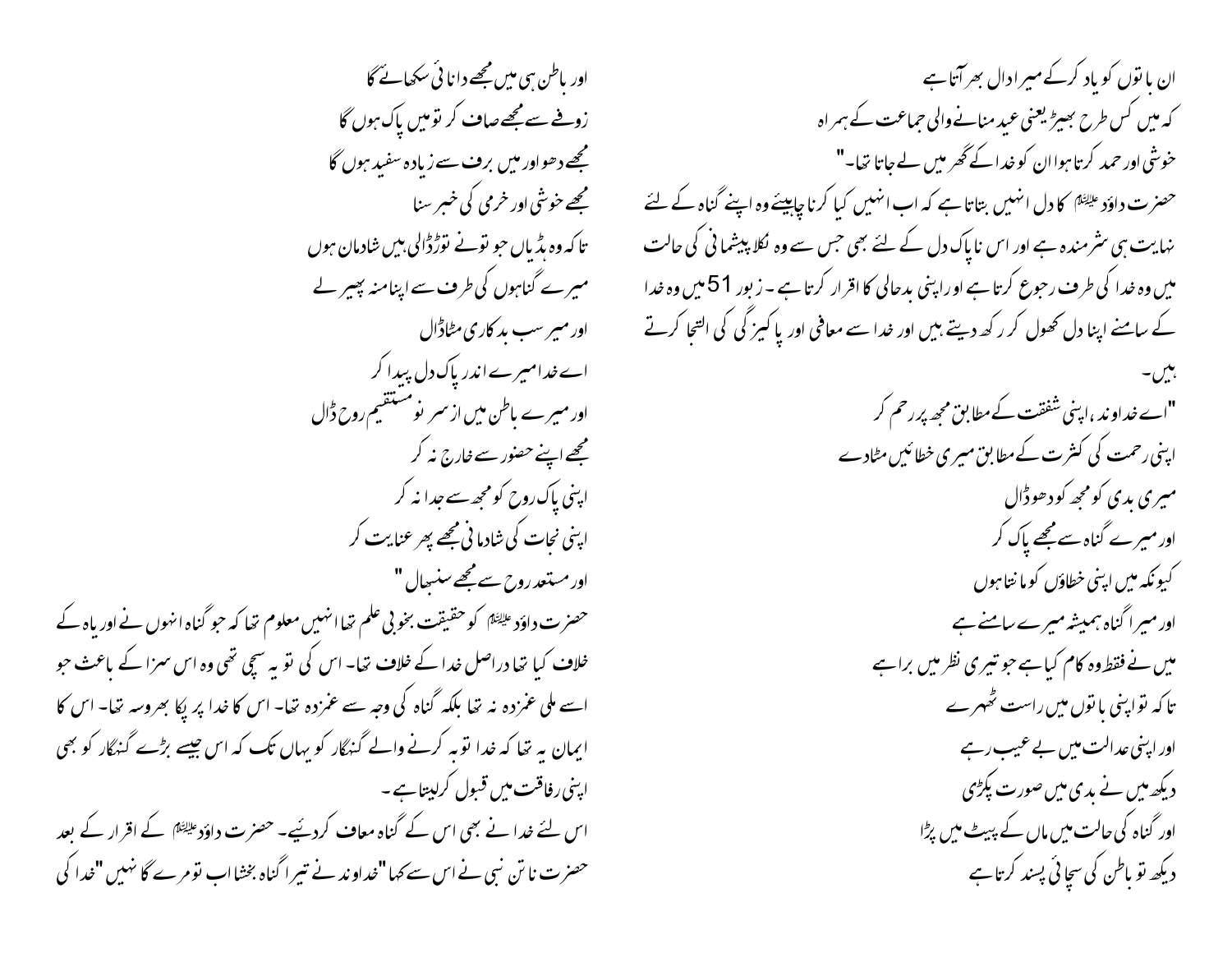ان باتوں کو یاد کرکے میرا دل بھر آتا ہے
کہ میں کس طرح بھیڑ یعنی عید منانے والی جماعت کے ہمراہ
خوشی اور حمد کرتا ہوا ان کو خدا کے گھر میں لے جاتا تھا۔"

حضرت داؤد علیہ السلام کا دل انہیں بتاتا ہے کہ اب انہیں کیا کرنا چاہیئے وہ اپنے گناہ کے لئے نہایت ہی شرمندہ ہے اور اس ناپاک دل کے لئے بھی جس سے وہ نکلا پیشمانی کی حالت میں وہ خدا کی طرف رجوع کرتا ہے اور اپنی بدحالی کا اقرار کرتا ہے۔ زبور 51 میں وہ خدا کے سامنے اپنا دل کھول کر رکھ دیتے ہیں اور خدا سے معافی اور پاکیزگی کی التجا کرتے ہیں۔

"اے خداوند، اپنی شفقت کے مطابق مجھ پر رحم کر
اپنی رحمت کی کثرت کے مطابق میری خطائیں مٹادے
میری بدی کو مجھ کو دھوڈال
اور میرے گناہ سے مجھے پاک کر
کیونکہ میں اپنی خطاؤں کو مانتا ہوں
اور میرا گناہ ہمیشہ میرے سامنے ہے
میں نے فقط وہ کام کیا ہے جو تیری نظر میں برا ہے
تاکہ تو اپنی باتوں میں راست ٹھہرے
اور اپنی عدالت میں بے عیب رہے
دیکھ میں نے بدی میں صورت پکڑی
اور گناہ کی حالت میں ماں کے پیٹ میں پڑا
دیکھ تو باطن کی سچائی پسند کرتا ہے
اور باطن ہی میں مجھے دانائی سکھائے گا
زوفے سے مجھے صاف کر تو میں پاک ہوں گا
مجھے دھو اور میں برف سے زیادہ سفید ہوں گا
مجھے خوشی اور خرمی کی خبر سنا
تاکہ وہ ہڈیاں جو تونے توڑڈالی ہیں شادمان ہوں
میرے گناہوں کی طرف سے اپنا منہ پھیر لے
اور میر سب بدکاری مٹاڈال
اے خدا میرے اندر پاک دل پیدا کر
اور میرے باطن میں از سر نو مستقیم روح ڈال
مجھے اپنے حضور سے خارج نہ کر
اپنی پاک روح کو مجھ سے جدا نہ کر
اپنی نجات کی شادمانی مجھے پھر عنایت کر
اور مستعد روح سے مجھے سنبھال"

حضرت داؤد علیہ السلام کو حقیقت بخوبی علم تھا انہیں معلوم تھا کہ جو گناہ انہوں نے اوریاہ کے خلاف کیا تھا دراصل خدا کے خلاف تھا۔ اس کی توبہ سچی تھی وہ اس سزا کے باعث جو اسے ملی غمزدہ نہ تھا بلکہ گناہ کی وجہ سے غمزدہ تھا۔ اس کا خدا پر پکا بھروسہ تھا۔ اس کا ایمان یہ تھا کہ خدا توبہ کرنے والے گنہگار کو یہاں تک کہ اس جیسے بڑے گنہگار کو بھی اپنی رفاقت میں قبول کرلیتا ہے۔

اس لئے خدا نے بھی اس کے گناہ معاف کردئیے۔ حضرت داؤد علیہ السلام کے اقرار کے بعد حضرت ناتن نبی نے اس سے کہا "خداوند نے تیرا گناہ بخشا اب تو مرے گا نہیں" خدا کی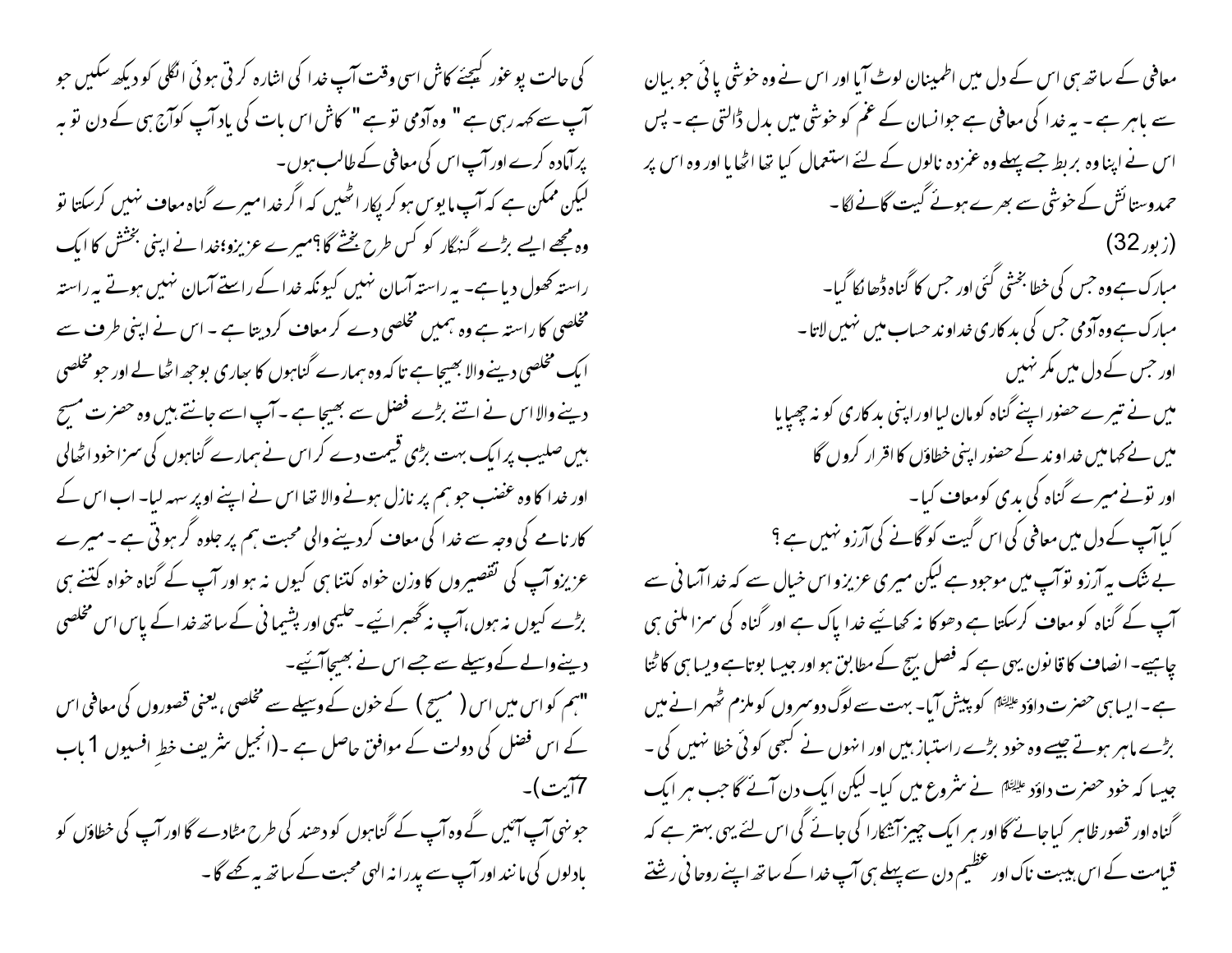معافی کے ساتھ ہی اس کے دل میں اطمینان لوٹ آیا اور اس نے وہ خوشی پائی جو بیان سے باہر ہے ۔ یہ خدا کی معافی ہے جوانسان کے غم کو خوشی میں بدل ڈالتی ہے ۔ پس اس نے اپناوہ بربط جسے پہلے وہ غمزدہ نالوں کے لئے استعمال کیا تھا اٹھایا اور وہ اس پر حمدوستائش کے خوشی سے بھرے ہوئے گیت گانے لگا ۔

(زبور 32)

مبارک ہے وہ جس کی خطا بخشی گئی اور جس کا گناہ ڈھانکا گیا۔

مبارک ہے وہ آدمی جس کی بدکاری خداوند حساب میں نہیں لاتا ۔

اور جس کے دل میں مکر نہیں

میں نے تیرے حضور اپنے گناہ کو مان لیا اور اپنی بدکاری کو نہ چھپایا

میں نے کہا میں خداوند کے حضور اپنی خطاؤں کا اقرار کروں گا

اور تونے میرے گناہ کی بدی کو معاف کیا۔

کیاآپ کے دل میں معافی کی اس گیت کو گانے کی آرزو نہیں ہے ؟

بے شک یہ آرزو توآپ میں موجود ہے لیکن میری عزیزو اس خیال سے کہ خدا آسانی سے آپ کے گناہ کو معاف کرسکتا ہے دھوکا نہ کھائیے خدا پاک ہے اور گناہ کی سزا ملنی ہی چاہیے ۔ انصاف کا قانون یہی ہے کہ فصل بیج کے مطابق ہو اور جیسا بوتاہے ویسا ہی کاٹتا ہے ۔ ایسا ہی حضرت داؤد علیہ السلام کو پیش آیا۔ بہت سے لوگ دوسروں کو ملزم ٹھہرانے میں بڑے ماہر ہوتے جیسے وہ خود بڑے راستباز ہیں اور انہوں نے کبھی کوئی خطا نہیں کی ۔ جیسا کہ خود حضرت داؤد علیہ السلام نے شروع میں کیا۔ لیکن ایک دن آئے گا جب ہر ایک گناہ اور قصور ظاہر کیاجائے گا اور ہر ایک چیز آشکارا کی جائے گی اس لئے یہی بہتر ہے کہ قیامت کے اس ہیبت ناک اور عظیم دن سے پہلے ہی آپ خدا کے ساتھ اپنے روحانی رشتے کی حالت پر غور کیجئے کاش اسی وقت آپ خدا کی اشارہ کرتی ہوئی انگلی کو دیکھ سکیں جو آپ سے کہہ رہی ہے " وہ آدمی تو ہے " کاش اس بات کی یادآپ کو آج ہی کے دن تو بہ پر آمادہ کرے اور آپ اس کی معافی کے طالب ہوں۔

لیکن ممکن ہے کہ آپ مایوس ہو کر پکار اٹھیں کہ اگر خدا میرے گناہ معاف نہیں کرسکتا تو وہ مجھے ایسے بڑے گنہگار کو کس طرح بخشے گا؟میرے عزیزو؛خدا نے اپنی بخشش کا ایک راستہ کھول دیا ہے۔ یہ راستہ آسان نہیں کیونکہ خدا کے راستے آسان نہیں ہوتے یہ راستہ مخلصی کا راستہ ہے وہ ہمیں مخلصی دے کر معاف کردیتا ہے ۔ اس نے اپنی طرف سے ایک مخلصی دینے والا بھیجا ہے تا کہ وہ ہمارے گناہوں کا بھاری بوجھ اٹھالے اور جو مخلصی دینے والا اس نے اتنے بڑے فضل سے بھیجا ہے ۔ آپ اسے جانتے ہیں وہ حضرت مسیح ہیں صلیب پر ایک بہت بڑی قیمت دے کر اس نے ہمارے گناہوں کی سزا خود اٹھالی اور خدا کا وہ غضب جو ہم پر نازل ہونے والا تھا اس نے اپنے اوپر سہہ لیا۔ اب اس کے کارنامے کی وجہ سے خدا کی معاف کردینے والی محبت ہم پر جلوہ گر ہوتی ہے ۔ میرے عزیزو آپ کی تقصیروں کا وزن خواہ کتنا ہی کیوں نہ ہو اور آپ کے گناہ خواہ کتنے ہی بڑے کیوں نہ ہوں،آپ نہ گھبرائیے ۔حلیمی اور پشیمانی کے ساتھ خدا کے پاس اس مخلصی دینے والے کے وسیلے سے جسے اس نے بھیجا آئیے۔

"ہم کو اس میں اس ( مسیح ) کے خون کے وسیلے سے مخلصی ،یعنی قصوروں کی معافی اس کے اس فضل کی دولت کے موافق حاصل ہے ۔(انجیل شریف خطِ افسیوں 1 باب 7آیت )۔

جونہی آپ آئیں گے وہ آپ کے گناہوں کو دھند کی طرح مٹادے گا اور آپ کی خطاؤں کو بادلوں کی مانند اور آپ سے پدرانہ الہیٰ محبت کے ساتھ یہ کہے گا۔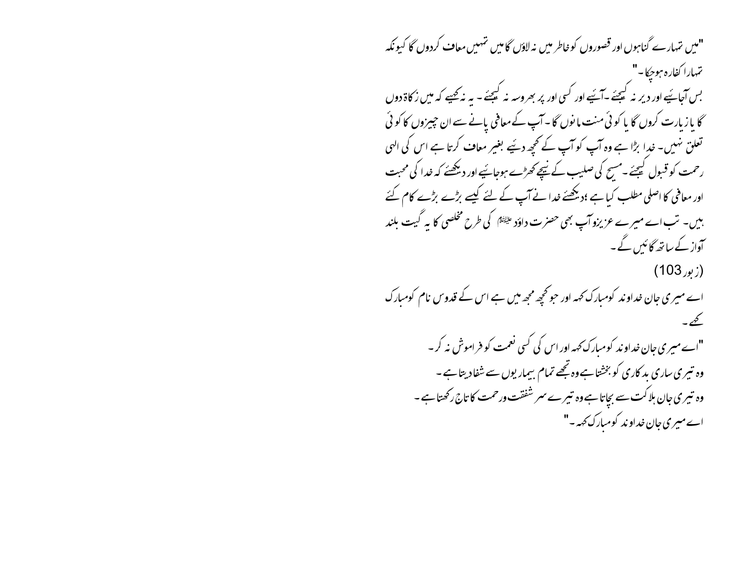"میں تمہارے گناہوں اور قصوروں کو خاطر میں نہ لاؤں گا میں تمہیں معاف کردوں گا کیونکہ تمہارا کفارہ ہوچکا۔"

بس آجائیے اور دیر نہ کیجئے ۔آئیے اور کسی اور پر بھروسہ نہ کیجئے ۔ یہ نہ کہیے کہ میں زکاۃ دوں گا یا زیارت کروں گا یا کوئی منت مانوں گا۔ آپ کے معافی پانے سے ان چیزوں کا کوئی تعلق نہیں۔ خدا بڑا ہے وہ آپ کو آپ کے کچھ دیئے بغیر معاف کرتا ہے اس کی الہی رحمت کو قبول کیجئے ۔ مسیح کی صلیب کے نیچے کھڑے ہوجائیے اور دیکھئے کہ خدا کی محبت اور معافی کا اصلی مطلب کیا ہے ؛دیکھئے خدا نے آپ کے لئے کیسے بڑے بڑے کام کئے ہیں۔ تب اے میرے عزیزو آپ بھی حضرت داؤد علیہ السلام کی طرح مخلصی کا یہ گیت بلند آواز کے ساتھ گائیں گے ۔

(زبور 103)

اے میری جان خداوند کو مبارک کہہ اور جو کچھ مجھ میں ہے اس کے قدوس نام کو مبارک کہے ۔

"اے میری جان خداوند کو مبارک کہہ اور اس کی کسی نعمت کو فراموش نہ کر۔

وہ تیری ساری بدکاری کو بخشتا ہے وہ تجھے تمام بیماریوں سے شفا دیتا ہے ۔

وہ تیری جان ہلاکت سے بچاتا ہے وہ تیرے سر شفقت ورحمت کا تاج رکھتا ہے ۔

اے میری جان خداوند کو مبارک کہہ ۔"